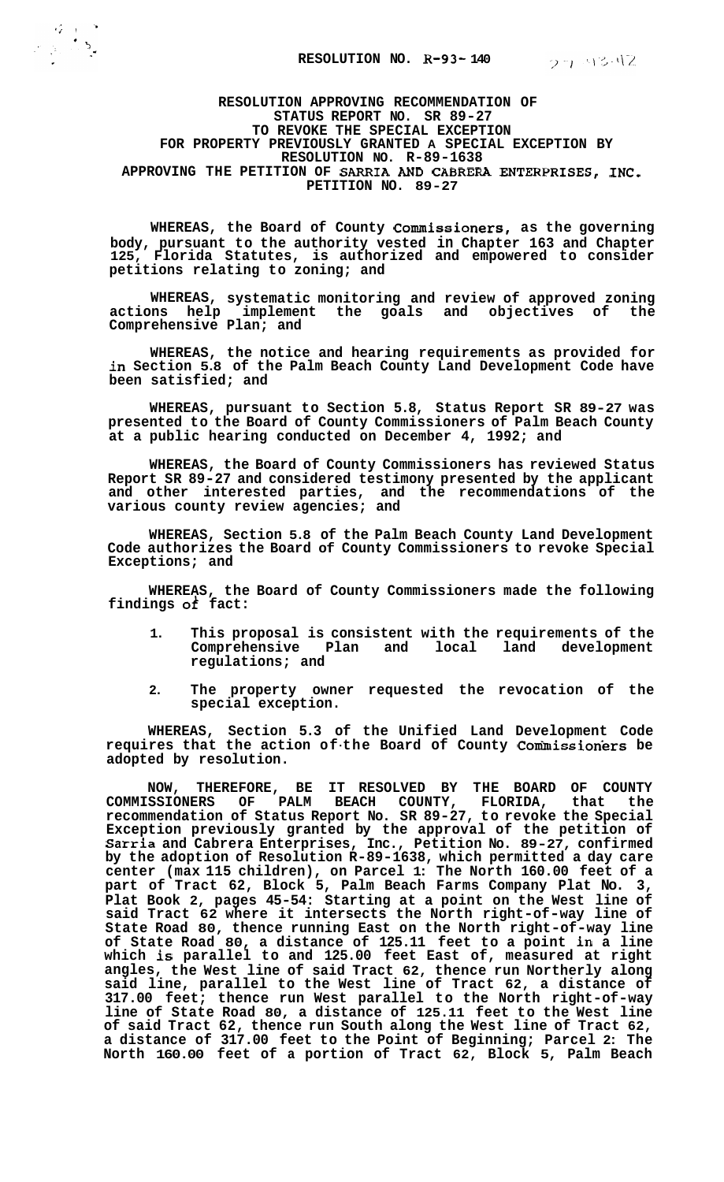**RESOLUTION NO. R-93-140**

**RESOLUTION APPROVING RECOMMENDATION OF STATUS REPORT NO. SR 89-27 TO REVOKE THE SPECIAL EXCEPTION FOR PROPERTY PREVIOUSLY GRANTED A SPECIAL EXCEPTION BY RESOLUTION NO. R-89-1638 APPROVING THE PETITION OF SARRIA AND CABRERA ENTERPRISES, INC. PETITION NO. 89-27**

**WHEREAS, the Board of County Commissioners, as the governing body, pursuant to the authority vested in Chapter 163 and Chapter 125, Florida Statutes, is authorized and empowered to consider petitions relating to zoning; and**

**WHEREAS, systematic monitoring and review of approved zoning actions help implement the goals and objectives of the Comprehensive Plan; and**

**WHEREAS, the notice and hearing requirements as provided for in Section 5.8 of the Palm Beach County Land Development Code have been satisfied; and**

**WHEREAS, pursuant to Section 5.8, Status Report SR 89-27 was presented to the Board of County Commissioners of Palm Beach County at a public hearing conducted on December 4, 1992; and**

**WHEREAS, the Board of County Commissioners has reviewed Status Report SR 89-27 and considered testimony presented by the applicant and other interested parties, and the recommendations of the various county review agencies; and**

**WHEREAS, Section 5.8 of the Palm Beach County Land Development Code authorizes the Board of County Commissioners to revoke Special Exceptions; and**

**WHEREAS, the Board of County Commissioners made the following findings of fact:**

1. **This proposal is consistent with the requirements of the Comprehensive Plan and local land development regulations; and**
2. **The property owner requested the revocation of the special exception.**

**WHEREAS, Section 5.3 of the Unified Land Development Code requires that the action of the Board of County Commissioners be adopted by resolution.**

**NOW, THEREFORE, BE IT RESOLVED BY THE BOARD OF COUNTY COMMISSIONERS OF PALM BEACH COUNTY, FLORIDA, that the recommendation of Status Report No. SR 89-27, to revoke the Special Exception previously granted by the approval of the petition of Sarria and Cabrera Enterprises, Inc., Petition No. 89-27, confirmed by the adoption of Resolution R-89-1638, which permitted a day care center (max 115 children), on Parcel 1: The North 160.00 feet of a part of Tract 62, Block 5, Palm Beach Farms Company Plat No. 3, Plat Book 2, pages 45-54: Starting at a point on the West line of said Tract 62 where it intersects the North right-of-way line of State Road 80, thence running East on the North right-of-way line of State Road 80, a distance of 125.11 feet to a point in a line which is parallel to and 125.00 feet East of, measured at right angles, the West line of said Tract 62, thence run Northerly along said line, parallel to the West line of Tract 62, a distance of 317.00 feet; thence run West parallel to the North right-of-way line of State Road 80, a distance of 125.11 feet to the West line of said Tract 62, thence run South along the West line of Tract 62, a distance of 317.00 feet to the Point of Beginning; Parcel 2: The North 160.00 feet of a portion of Tract 62, Block 5, Palm Beach**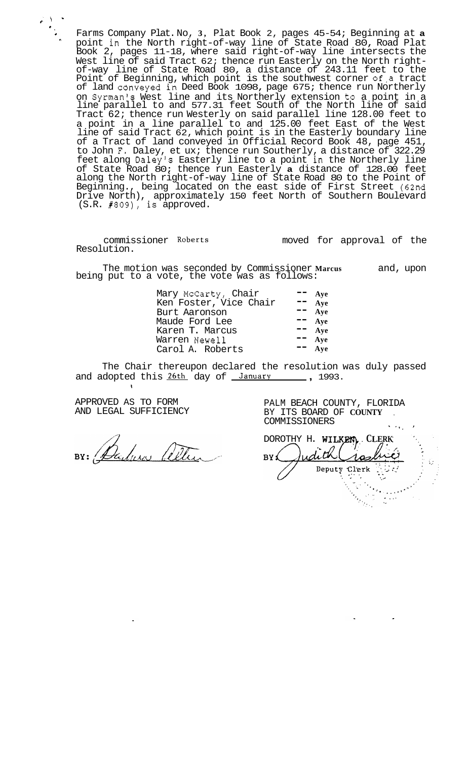Farms Company Plat. No, 3, Plat Book 2, pages 45-54; Beginning at a point in the North right-of-way line of State Road 80, Road Plat Book 2, pages 11-18, where said right-of-way line intersects the West line of said Tract 62; thence run Easterly on the North right-of-way line of State Road 80, a distance of 243.11 feet to the Point of Beginning, which point is the southwest corner of a tract of land conveyed in Deed Book 1098, page 675; thence run Northerly on Syrman's West line and its Northerly extension to a point in a line parallel to and 577.31 feet South of the North line of said Tract 62; thence run Westerly on said parallel line 128.00 feet to a point in a line parallel to and 125.00 feet East of the West line of said Tract 62, which point is in the Easterly boundary line of a Tract of land conveyed in Official Record Book 48, page 451, to John F. Daley, et ux; thence run Southerly, a distance of 322.29 feet along Daley's Easterly line to a point in the Northerly line of State Road 80; thence run Easterly a distance of 128.00 feet along the North right-of-way line of State Road 80 to the Point of Beginning., being located on the east side of First Street (62nd Drive North), approximately 150 feet North of Southern Boulevard (S.R. #809), is approved.

Commissioner Roberts moved for approval of the Resolution.

The motion was seconded by Commissioner Marcus and, upon being put to a vote, the vote was as follows:

| | |
|---|---|
| Mary McCarty, Chair | -- Aye |
| Ken Foster, Vice Chair | -- Aye |
| Burt Aaronson | -- Aye |
| Maude Ford Lee | -- Aye |
| Karen T. Marcus | -- Aye |
| Warren Newell | -- Aye |
| Carol A. Roberts | -- Aye |

The Chair thereupon declared the resolution was duly passed and adopted this 26th day of January, 1993.

APPROVED AS TO FORM
AND LEGAL SUFFICIENCY

BY: Barbara Alterman

PALM BEACH COUNTY, FLORIDA
BY ITS BOARD OF COUNTY
COMMISSIONERS

DOROTHY H. WILKEN, CLERK

BY: Judith Crosbie
Deputy Clerk